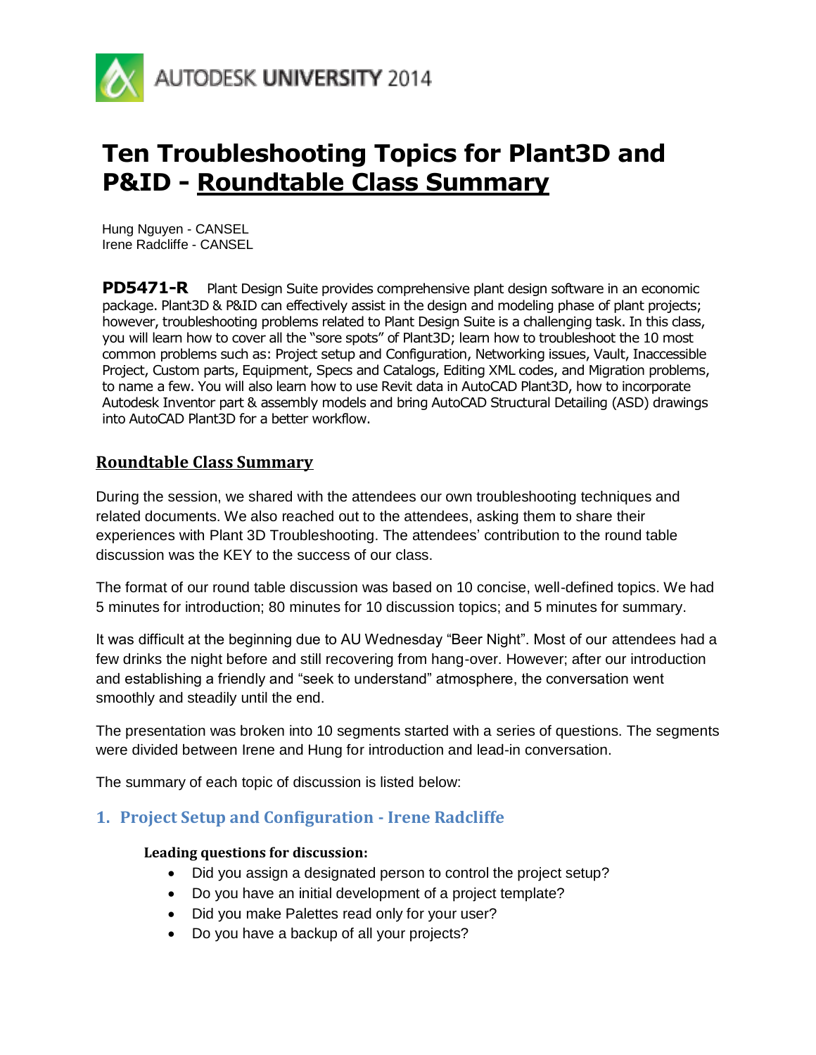# Ten Troubleshooting Topics for Plant3D and P&ID - Roundtable Class Summary

Hung Nguyen - CANSEL
Irene Radcliffe - CANSEL

**PD5471-R** Plant Design Suite provides comprehensive plant design software in an economic package. Plant3D & P&ID can effectively assist in the design and modeling phase of plant projects; however, troubleshooting problems related to Plant Design Suite is a challenging task. In this class, you will learn how to cover all the "sore spots" of Plant3D; learn how to troubleshoot the 10 most common problems such as: Project setup and Configuration, Networking issues, Vault, Inaccessible Project, Custom parts, Equipment, Specs and Catalogs, Editing XML codes, and Migration problems, to name a few. You will also learn how to use Revit data in AutoCAD Plant3D, how to incorporate Autodesk Inventor part & assembly models and bring AutoCAD Structural Detailing (ASD) drawings into AutoCAD Plant3D for a better workflow.

## Roundtable Class Summary

During the session, we shared with the attendees our own troubleshooting techniques and related documents. We also reached out to the attendees, asking them to share their experiences with Plant 3D Troubleshooting. The attendees' contribution to the round table discussion was the KEY to the success of our class.

The format of our round table discussion was based on 10 concise, well-defined topics. We had 5 minutes for introduction; 80 minutes for 10 discussion topics; and 5 minutes for summary.

It was difficult at the beginning due to AU Wednesday "Beer Night". Most of our attendees had a few drinks the night before and still recovering from hang-over. However; after our introduction and establishing a friendly and "seek to understand" atmosphere, the conversation went smoothly and steadily until the end.

The presentation was broken into 10 segments started with a series of questions. The segments were divided between Irene and Hung for introduction and lead-in conversation.

The summary of each topic of discussion is listed below:

### 1. Project Setup and Configuration - Irene Radcliffe

**Leading questions for discussion:**

- Did you assign a designated person to control the project setup?
- Do you have an initial development of a project template?
- Did you make Palettes read only for your user?
- Do you have a backup of all your projects?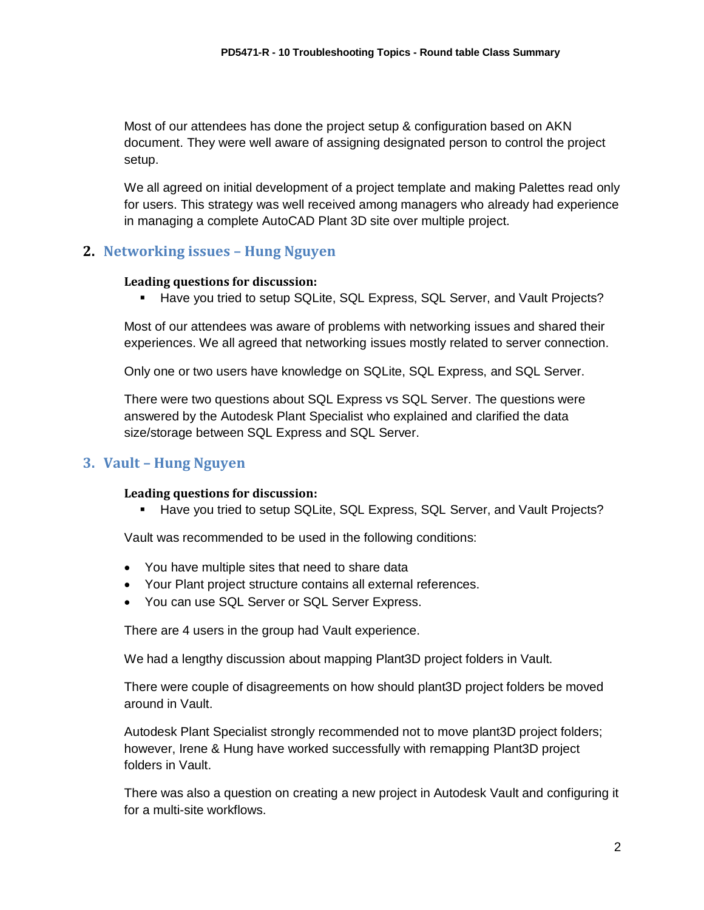Most of our attendees has done the project setup & configuration based on AKN document. They were well aware of assigning designated person to control the project setup.

We all agreed on initial development of a project template and making Palettes read only for users. This strategy was well received among managers who already had experience in managing a complete AutoCAD Plant 3D site over multiple project.

## 2. Networking issues – Hung Nguyen

**Leading questions for discussion:**

- Have you tried to setup SQLite, SQL Express, SQL Server, and Vault Projects?

Most of our attendees was aware of problems with networking issues and shared their experiences. We all agreed that networking issues mostly related to server connection.

Only one or two users have knowledge on SQLite, SQL Express, and SQL Server.

There were two questions about SQL Express vs SQL Server. The questions were answered by the Autodesk Plant Specialist who explained and clarified the data size/storage between SQL Express and SQL Server.

## 3. Vault – Hung Nguyen

**Leading questions for discussion:**

- Have you tried to setup SQLite, SQL Express, SQL Server, and Vault Projects?

Vault was recommended to be used in the following conditions:

- You have multiple sites that need to share data
- Your Plant project structure contains all external references.
- You can use SQL Server or SQL Server Express.

There are 4 users in the group had Vault experience.

We had a lengthy discussion about mapping Plant3D project folders in Vault.

There were couple of disagreements on how should plant3D project folders be moved around in Vault.

Autodesk Plant Specialist strongly recommended not to move plant3D project folders; however, Irene & Hung have worked successfully with remapping Plant3D project folders in Vault.

There was also a question on creating a new project in Autodesk Vault and configuring it for a multi-site workflows.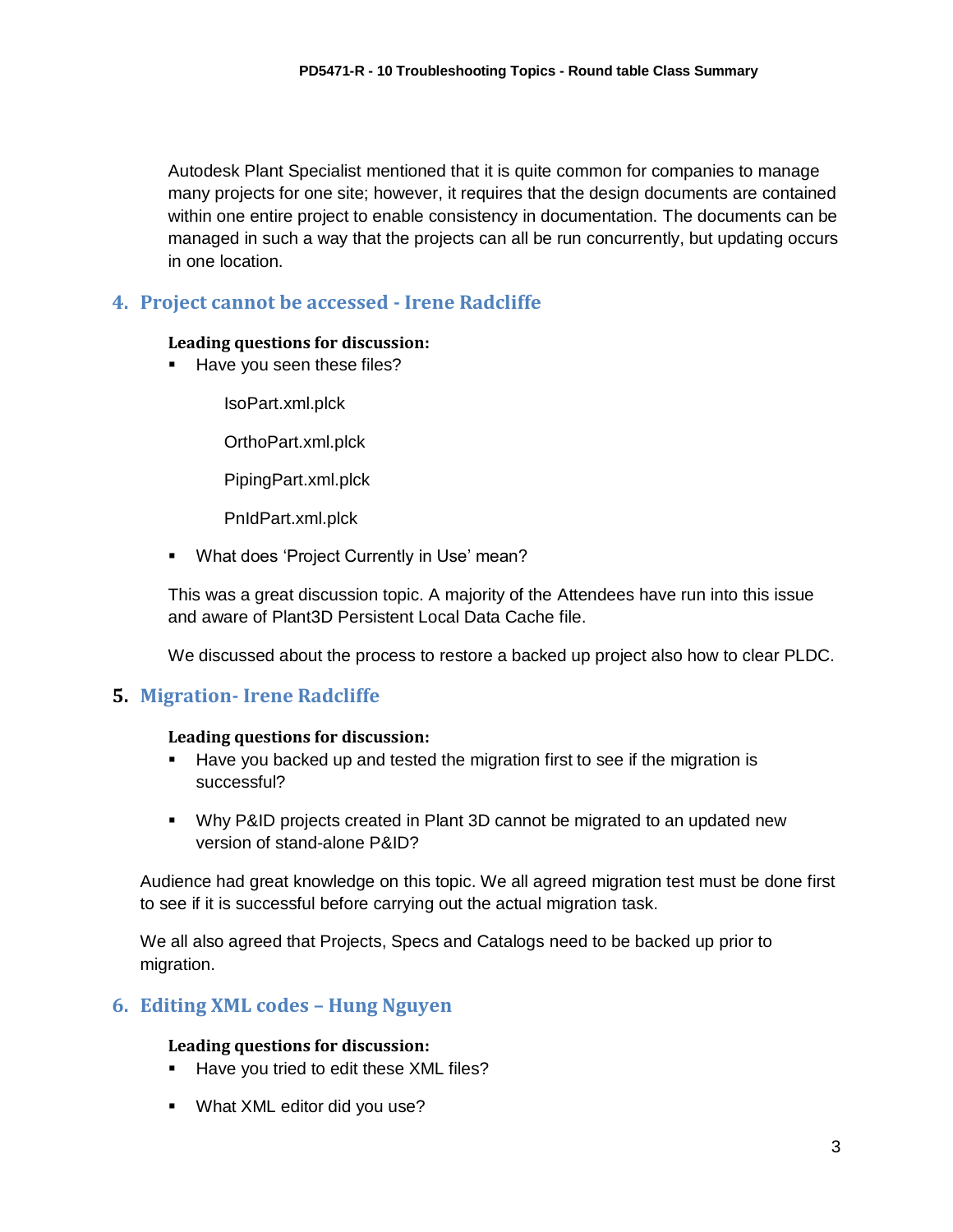Autodesk Plant Specialist mentioned that it is quite common for companies to manage many projects for one site; however, it requires that the design documents are contained within one entire project to enable consistency in documentation. The documents can be managed in such a way that the projects can all be run concurrently, but updating occurs in one location.

## 4. Project cannot be accessed - Irene Radcliffe

**Leading questions for discussion:**

- Have you seen these files?

  IsoPart.xml.plck

  OrthoPart.xml.plck

  PipingPart.xml.plck

  PnIdPart.xml.plck

- What does 'Project Currently in Use' mean?

This was a great discussion topic. A majority of the Attendees have run into this issue and aware of Plant3D Persistent Local Data Cache file.

We discussed about the process to restore a backed up project also how to clear PLDC.

## 5. Migration- Irene Radcliffe

**Leading questions for discussion:**

- Have you backed up and tested the migration first to see if the migration is successful?
- Why P&ID projects created in Plant 3D cannot be migrated to an updated new version of stand-alone P&ID?

Audience had great knowledge on this topic. We all agreed migration test must be done first to see if it is successful before carrying out the actual migration task.

We all also agreed that Projects, Specs and Catalogs need to be backed up prior to migration.

## 6. Editing XML codes – Hung Nguyen

**Leading questions for discussion:**

- Have you tried to edit these XML files?
- What XML editor did you use?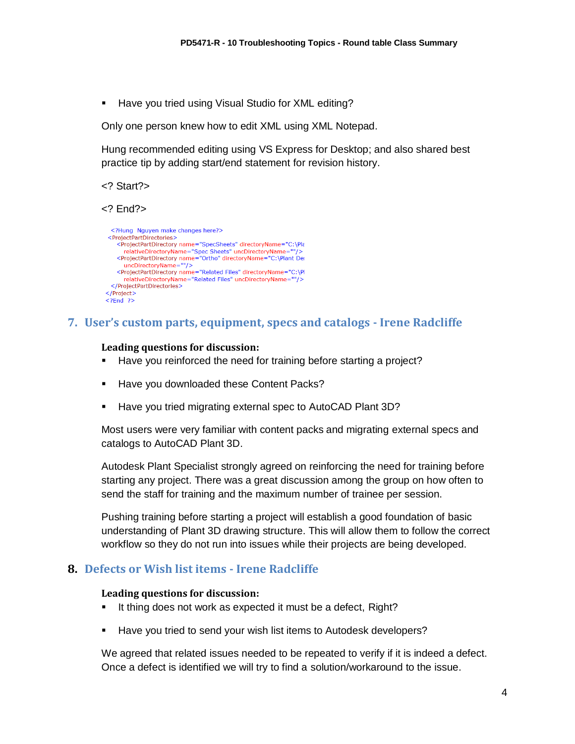- Have you tried using Visual Studio for XML editing?

Only one person knew how to edit XML using XML Notepad.

Hung recommended editing using VS Express for Desktop; and also shared best practice tip by adding start/end statement for revision history.

<? Start?>

<? End?>

```
<?Hung  Nguyen make changes here?>
<ProjectPartDirectories>
  <ProjectPartDirectory name="SpecSheets" directoryName="C:\Pla
    relativeDirectoryName="Spec Sheets" uncDirectoryName=""/>
  <ProjectPartDirectory name="Ortho" directoryName="C:\Plant De
    uncDirectoryName=""/>
  <ProjectPartDirectory name="Related Files" directoryName="C:\Pl
    relativeDirectoryName="Related Files" uncDirectoryName=""/>
</ProjectPartDirectories>
</Project>
<?End  ?>
```

## 7. User's custom parts, equipment, specs and catalogs - Irene Radcliffe

**Leading questions for discussion:**

- Have you reinforced the need for training before starting a project?
- Have you downloaded these Content Packs?
- Have you tried migrating external spec to AutoCAD Plant 3D?

Most users were very familiar with content packs and migrating external specs and catalogs to AutoCAD Plant 3D.

Autodesk Plant Specialist strongly agreed on reinforcing the need for training before starting any project. There was a great discussion among the group on how often to send the staff for training and the maximum number of trainee per session.

Pushing training before starting a project will establish a good foundation of basic understanding of Plant 3D drawing structure. This will allow them to follow the correct workflow so they do not run into issues while their projects are being developed.

## 8. Defects or Wish list items - Irene Radcliffe

**Leading questions for discussion:**

- It thing does not work as expected it must be a defect, Right?
- Have you tried to send your wish list items to Autodesk developers?

We agreed that related issues needed to be repeated to verify if it is indeed a defect. Once a defect is identified we will try to find a solution/workaround to the issue.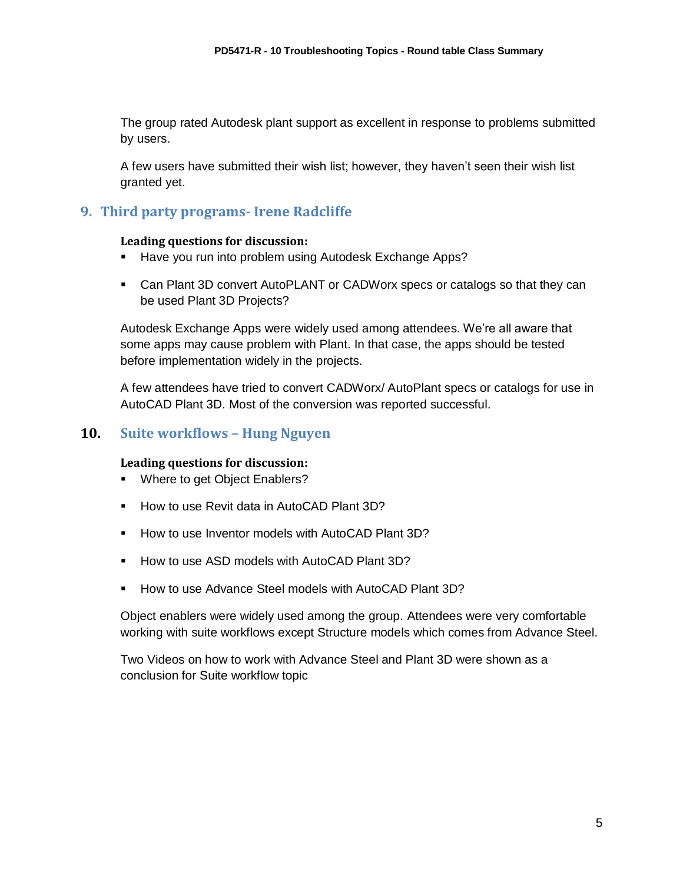The group rated Autodesk plant support as excellent in response to problems submitted by users.

A few users have submitted their wish list; however, they haven't seen their wish list granted yet.

## 9. Third party programs- Irene Radcliffe

**Leading questions for discussion:**

- Have you run into problem using Autodesk Exchange Apps?
- Can Plant 3D convert AutoPLANT or CADWorx specs or catalogs so that they can be used Plant 3D Projects?

Autodesk Exchange Apps were widely used among attendees. We're all aware that some apps may cause problem with Plant. In that case, the apps should be tested before implementation widely in the projects.

A few attendees have tried to convert CADWorx/ AutoPlant specs or catalogs for use in AutoCAD Plant 3D. Most of the conversion was reported successful.

## 10. Suite workflows – Hung Nguyen

**Leading questions for discussion:**

- Where to get Object Enablers?
- How to use Revit data in AutoCAD Plant 3D?
- How to use Inventor models with AutoCAD Plant 3D?
- How to use ASD models with AutoCAD Plant 3D?
- How to use Advance Steel models with AutoCAD Plant 3D?

Object enablers were widely used among the group. Attendees were very comfortable working with suite workflows except Structure models which comes from Advance Steel.

Two Videos on how to work with Advance Steel and Plant 3D were shown as a conclusion for Suite workflow topic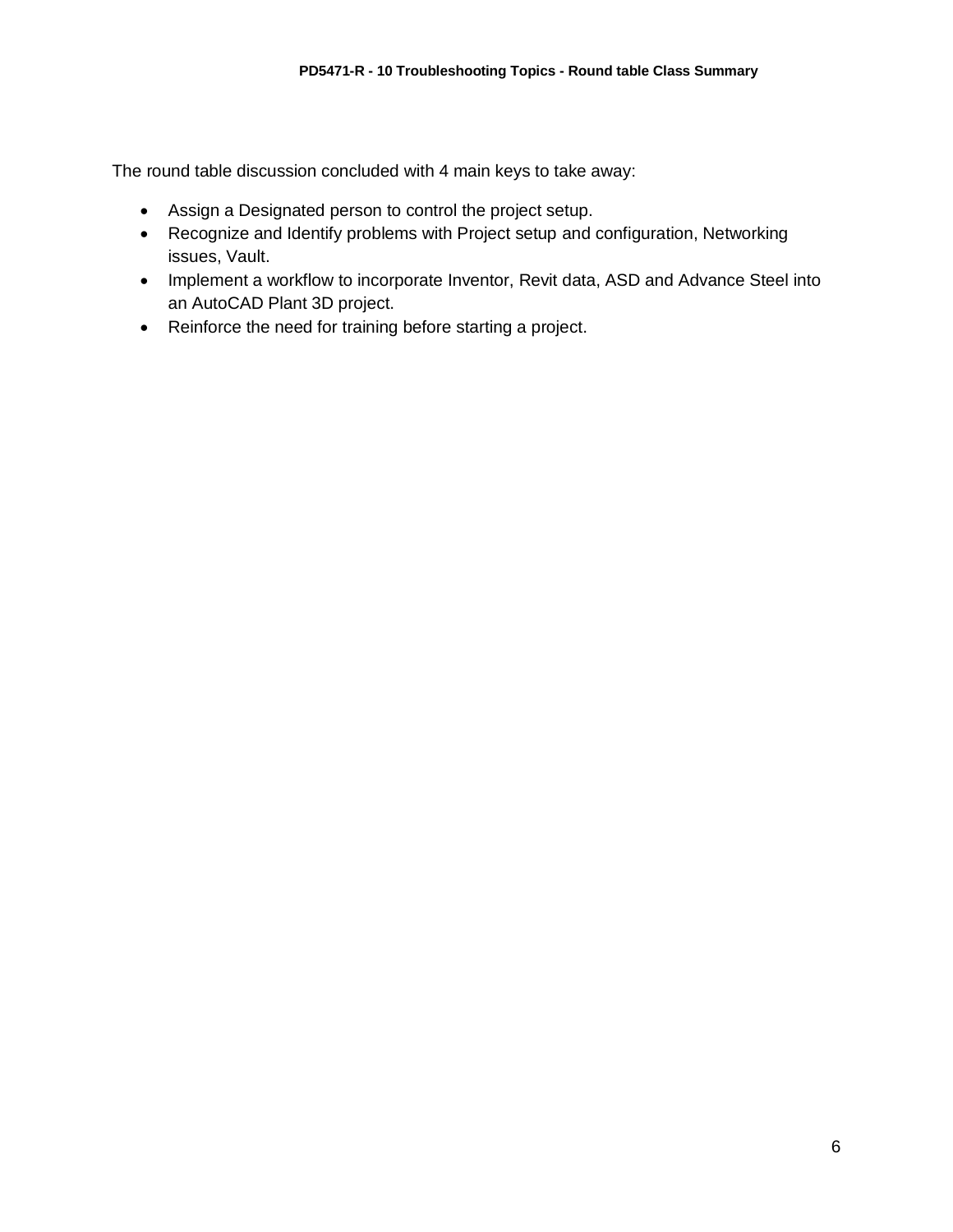The round table discussion concluded with 4 main keys to take away:

- Assign a Designated person to control the project setup.
- Recognize and Identify problems with Project setup and configuration, Networking issues, Vault.
- Implement a workflow to incorporate Inventor, Revit data, ASD and Advance Steel into an AutoCAD Plant 3D project.
- Reinforce the need for training before starting a project.